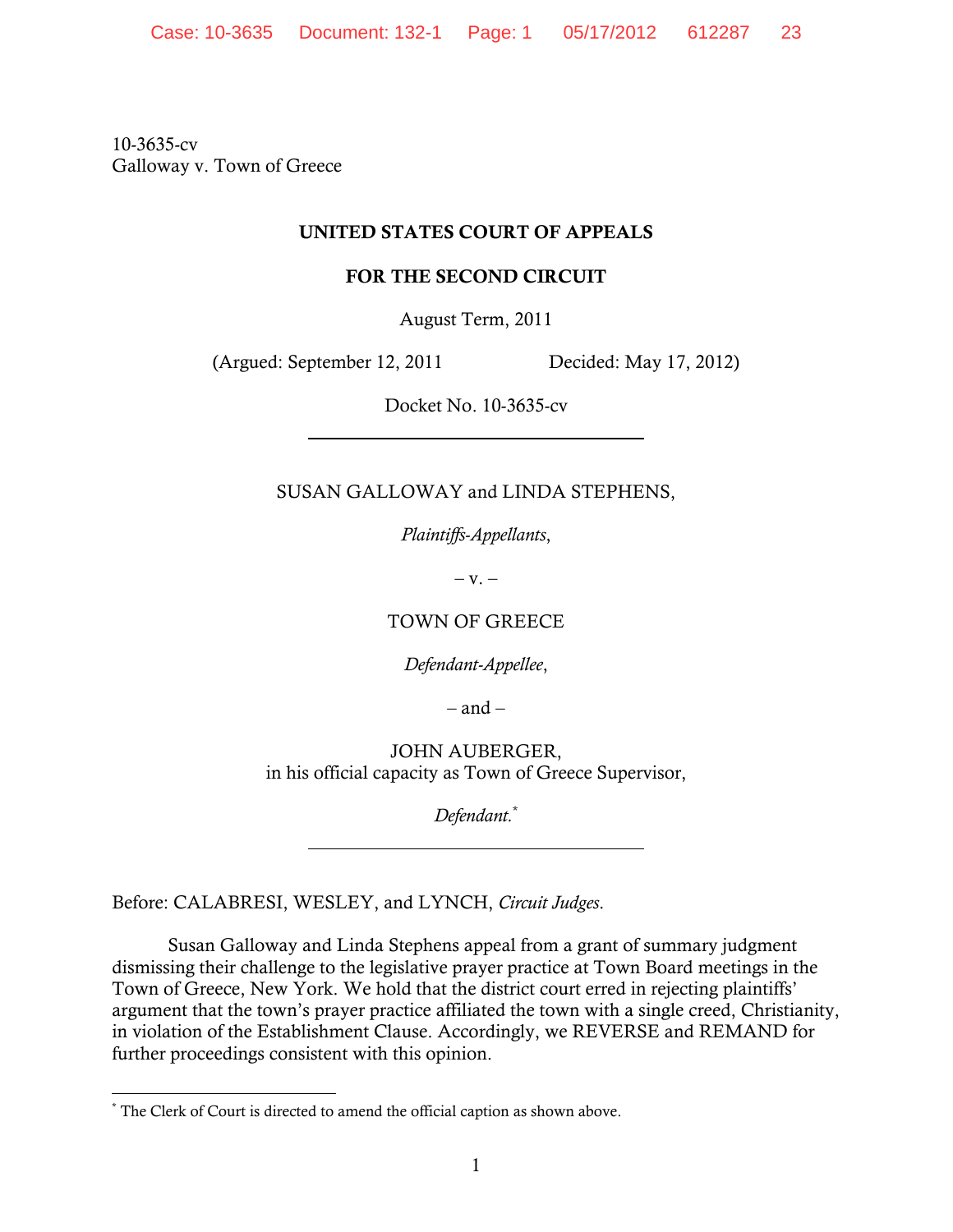10-3635-cv
Galloway v. Town of Greece

**UNITED STATES COURT OF APPEALS**

**FOR THE SECOND CIRCUIT**

August Term, 2011

(Argued: September 12, 2011 Decided: May 17, 2012)

Docket No. 10-3635-cv

---

SUSAN GALLOWAY and LINDA STEPHENS,

*Plaintiffs-Appellants*,

– v. –

TOWN OF GREECE

*Defendant-Appellee*,

– and –

JOHN AUBERGER,
in his official capacity as Town of Greece Supervisor,

*Defendant.*[*]

---

Before: CALABRESI, WESLEY, and LYNCH, *Circuit Judges*.

Susan Galloway and Linda Stephens appeal from a grant of summary judgment dismissing their challenge to the legislative prayer practice at Town Board meetings in the Town of Greece, New York. We hold that the district court erred in rejecting plaintiffs' argument that the town's prayer practice affiliated the town with a single creed, Christianity, in violation of the Establishment Clause. Accordingly, we REVERSE and REMAND for further proceedings consistent with this opinion.

---

[*] The Clerk of Court is directed to amend the official caption as shown above.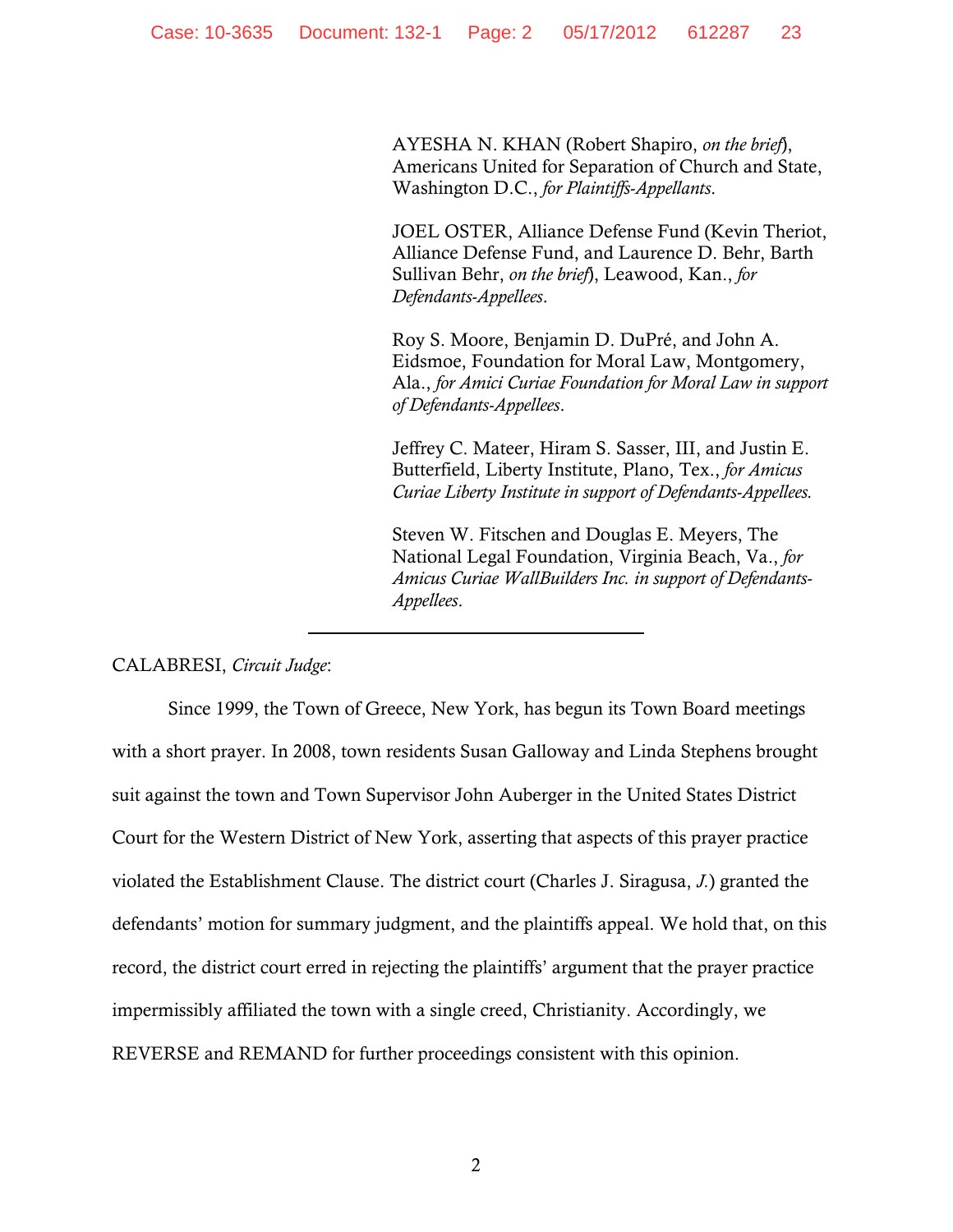AYESHA N. KHAN (Robert Shapiro, *on the brief*), Americans United for Separation of Church and State, Washington D.C., *for Plaintiffs-Appellants*.

JOEL OSTER, Alliance Defense Fund (Kevin Theriot, Alliance Defense Fund, and Laurence D. Behr, Barth Sullivan Behr, *on the brief*), Leawood, Kan., *for Defendants-Appellees*.

Roy S. Moore, Benjamin D. DuPré, and John A. Eidsmoe, Foundation for Moral Law, Montgomery, Ala., *for Amici Curiae Foundation for Moral Law in support of Defendants-Appellees*.

Jeffrey C. Mateer, Hiram S. Sasser, III, and Justin E. Butterfield, Liberty Institute, Plano, Tex., *for Amicus Curiae Liberty Institute in support of Defendants-Appellees.*

Steven W. Fitschen and Douglas E. Meyers, The National Legal Foundation, Virginia Beach, Va., *for Amicus Curiae WallBuilders Inc. in support of Defendants-Appellees*.

---

CALABRESI, *Circuit Judge*:

Since 1999, the Town of Greece, New York, has begun its Town Board meetings with a short prayer. In 2008, town residents Susan Galloway and Linda Stephens brought suit against the town and Town Supervisor John Auberger in the United States District Court for the Western District of New York, asserting that aspects of this prayer practice violated the Establishment Clause. The district court (Charles J. Siragusa, *J.*) granted the defendants' motion for summary judgment, and the plaintiffs appeal. We hold that, on this record, the district court erred in rejecting the plaintiffs' argument that the prayer practice impermissibly affiliated the town with a single creed, Christianity. Accordingly, we REVERSE and REMAND for further proceedings consistent with this opinion.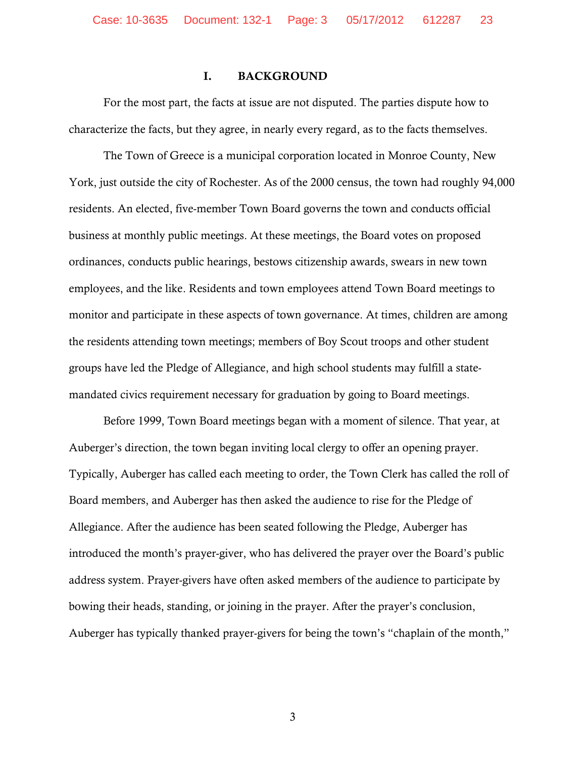## I. BACKGROUND

For the most part, the facts at issue are not disputed. The parties dispute how to characterize the facts, but they agree, in nearly every regard, as to the facts themselves.

The Town of Greece is a municipal corporation located in Monroe County, New York, just outside the city of Rochester. As of the 2000 census, the town had roughly 94,000 residents. An elected, five-member Town Board governs the town and conducts official business at monthly public meetings. At these meetings, the Board votes on proposed ordinances, conducts public hearings, bestows citizenship awards, swears in new town employees, and the like. Residents and town employees attend Town Board meetings to monitor and participate in these aspects of town governance. At times, children are among the residents attending town meetings; members of Boy Scout troops and other student groups have led the Pledge of Allegiance, and high school students may fulfill a state-mandated civics requirement necessary for graduation by going to Board meetings.

Before 1999, Town Board meetings began with a moment of silence. That year, at Auberger's direction, the town began inviting local clergy to offer an opening prayer. Typically, Auberger has called each meeting to order, the Town Clerk has called the roll of Board members, and Auberger has then asked the audience to rise for the Pledge of Allegiance. After the audience has been seated following the Pledge, Auberger has introduced the month's prayer-giver, who has delivered the prayer over the Board's public address system. Prayer-givers have often asked members of the audience to participate by bowing their heads, standing, or joining in the prayer. After the prayer's conclusion, Auberger has typically thanked prayer-givers for being the town's "chaplain of the month,"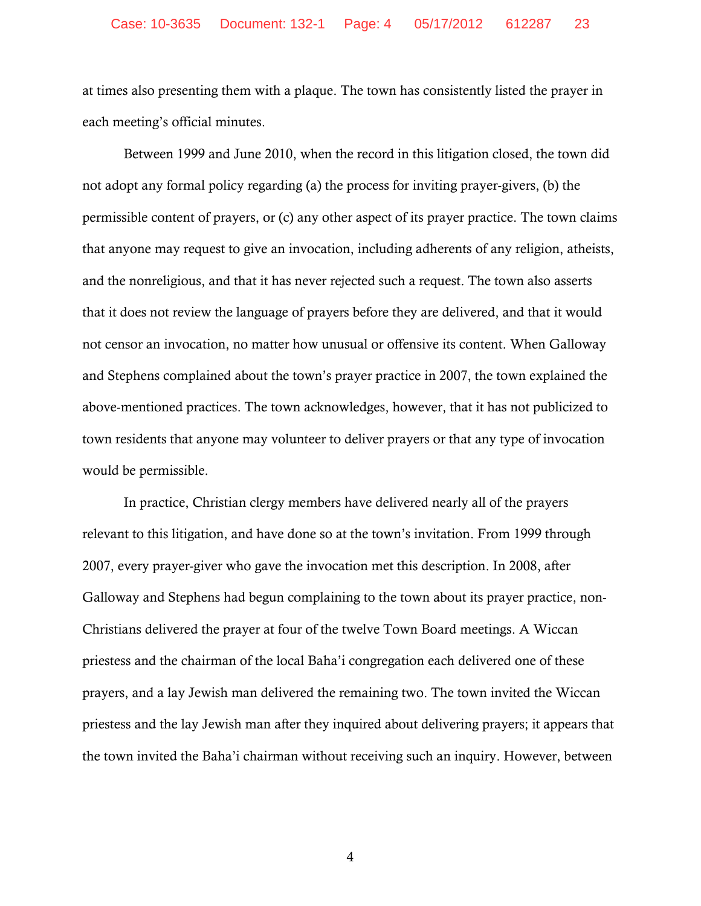at times also presenting them with a plaque. The town has consistently listed the prayer in each meeting's official minutes.

Between 1999 and June 2010, when the record in this litigation closed, the town did not adopt any formal policy regarding (a) the process for inviting prayer-givers, (b) the permissible content of prayers, or (c) any other aspect of its prayer practice. The town claims that anyone may request to give an invocation, including adherents of any religion, atheists, and the nonreligious, and that it has never rejected such a request. The town also asserts that it does not review the language of prayers before they are delivered, and that it would not censor an invocation, no matter how unusual or offensive its content. When Galloway and Stephens complained about the town's prayer practice in 2007, the town explained the above-mentioned practices. The town acknowledges, however, that it has not publicized to town residents that anyone may volunteer to deliver prayers or that any type of invocation would be permissible.

In practice, Christian clergy members have delivered nearly all of the prayers relevant to this litigation, and have done so at the town's invitation. From 1999 through 2007, every prayer-giver who gave the invocation met this description. In 2008, after Galloway and Stephens had begun complaining to the town about its prayer practice, non-Christians delivered the prayer at four of the twelve Town Board meetings. A Wiccan priestess and the chairman of the local Baha'i congregation each delivered one of these prayers, and a lay Jewish man delivered the remaining two. The town invited the Wiccan priestess and the lay Jewish man after they inquired about delivering prayers; it appears that the town invited the Baha'i chairman without receiving such an inquiry. However, between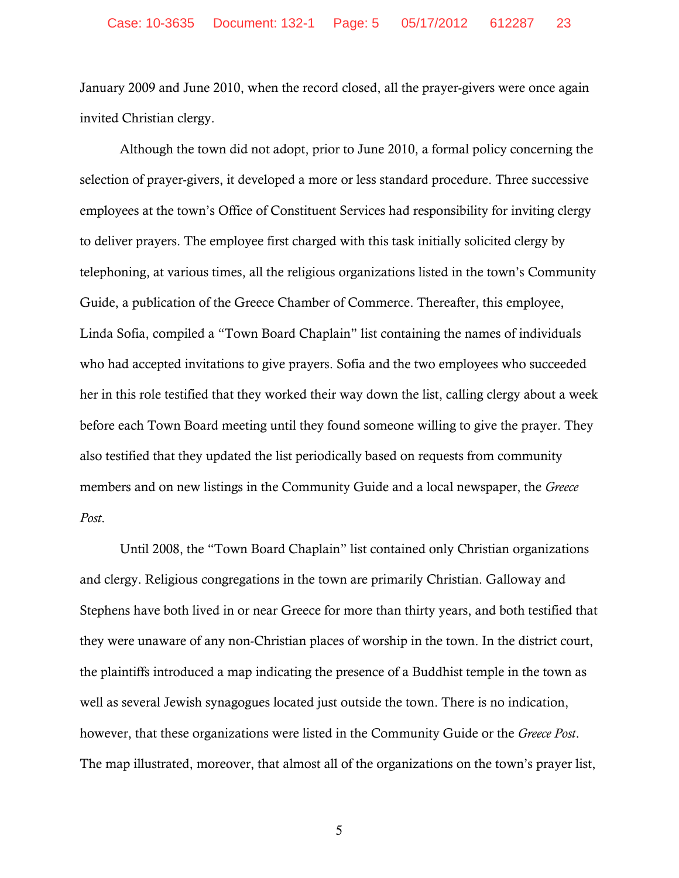January 2009 and June 2010, when the record closed, all the prayer-givers were once again invited Christian clergy.

Although the town did not adopt, prior to June 2010, a formal policy concerning the selection of prayer-givers, it developed a more or less standard procedure. Three successive employees at the town's Office of Constituent Services had responsibility for inviting clergy to deliver prayers. The employee first charged with this task initially solicited clergy by telephoning, at various times, all the religious organizations listed in the town's Community Guide, a publication of the Greece Chamber of Commerce. Thereafter, this employee, Linda Sofia, compiled a "Town Board Chaplain" list containing the names of individuals who had accepted invitations to give prayers. Sofia and the two employees who succeeded her in this role testified that they worked their way down the list, calling clergy about a week before each Town Board meeting until they found someone willing to give the prayer. They also testified that they updated the list periodically based on requests from community members and on new listings in the Community Guide and a local newspaper, the *Greece Post*.

Until 2008, the "Town Board Chaplain" list contained only Christian organizations and clergy. Religious congregations in the town are primarily Christian. Galloway and Stephens have both lived in or near Greece for more than thirty years, and both testified that they were unaware of any non-Christian places of worship in the town. In the district court, the plaintiffs introduced a map indicating the presence of a Buddhist temple in the town as well as several Jewish synagogues located just outside the town. There is no indication, however, that these organizations were listed in the Community Guide or the *Greece Post*. The map illustrated, moreover, that almost all of the organizations on the town's prayer list,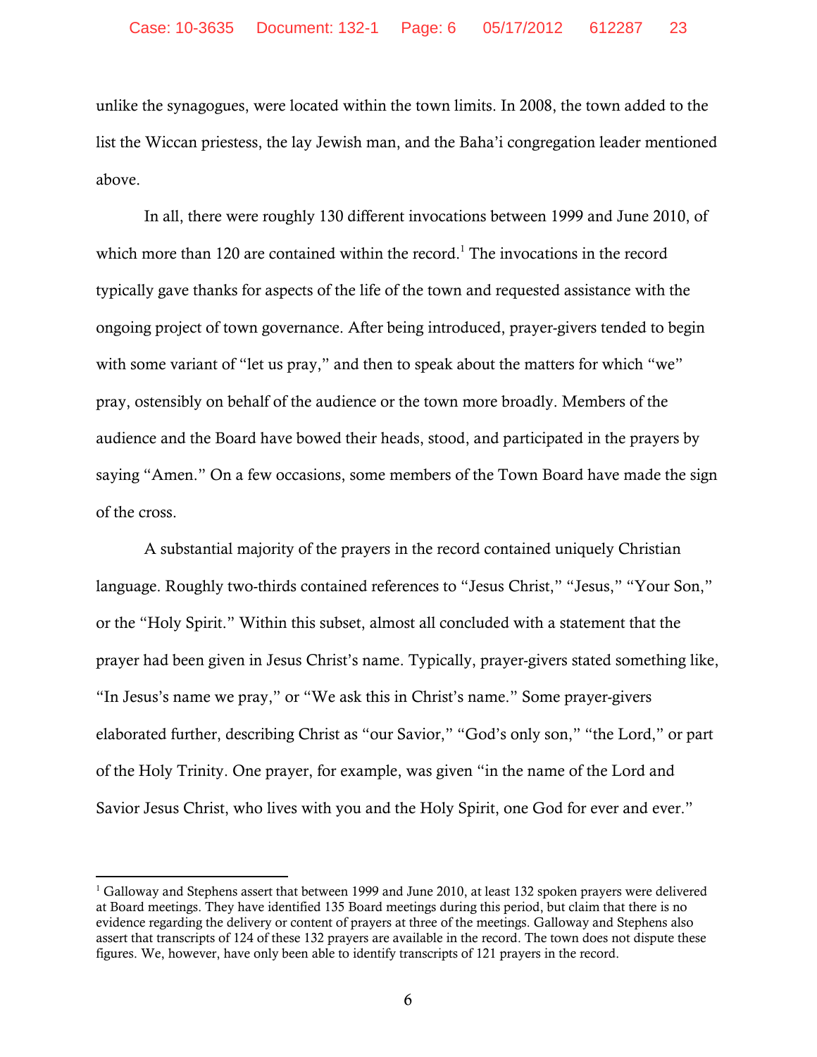unlike the synagogues, were located within the town limits. In 2008, the town added to the list the Wiccan priestess, the lay Jewish man, and the Baha'i congregation leader mentioned above.

In all, there were roughly 130 different invocations between 1999 and June 2010, of which more than 120 are contained within the record.[1] The invocations in the record typically gave thanks for aspects of the life of the town and requested assistance with the ongoing project of town governance. After being introduced, prayer-givers tended to begin with some variant of "let us pray," and then to speak about the matters for which "we" pray, ostensibly on behalf of the audience or the town more broadly. Members of the audience and the Board have bowed their heads, stood, and participated in the prayers by saying "Amen." On a few occasions, some members of the Town Board have made the sign of the cross.

A substantial majority of the prayers in the record contained uniquely Christian language. Roughly two-thirds contained references to "Jesus Christ," "Jesus," "Your Son," or the "Holy Spirit." Within this subset, almost all concluded with a statement that the prayer had been given in Jesus Christ's name. Typically, prayer-givers stated something like, "In Jesus's name we pray," or "We ask this in Christ's name." Some prayer-givers elaborated further, describing Christ as "our Savior," "God's only son," "the Lord," or part of the Holy Trinity. One prayer, for example, was given "in the name of the Lord and Savior Jesus Christ, who lives with you and the Holy Spirit, one God for ever and ever."

---

[1] Galloway and Stephens assert that between 1999 and June 2010, at least 132 spoken prayers were delivered at Board meetings. They have identified 135 Board meetings during this period, but claim that there is no evidence regarding the delivery or content of prayers at three of the meetings. Galloway and Stephens also assert that transcripts of 124 of these 132 prayers are available in the record. The town does not dispute these figures. We, however, have only been able to identify transcripts of 121 prayers in the record.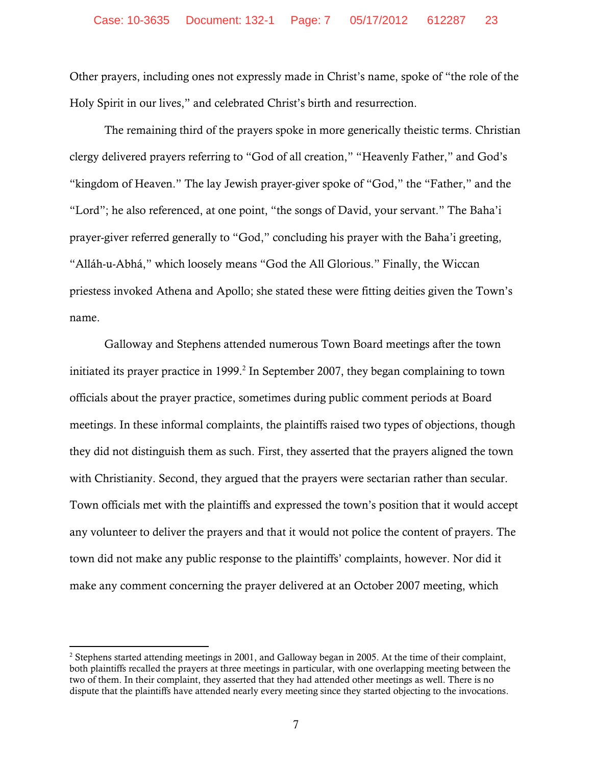Other prayers, including ones not expressly made in Christ's name, spoke of "the role of the Holy Spirit in our lives," and celebrated Christ's birth and resurrection.

The remaining third of the prayers spoke in more generically theistic terms. Christian clergy delivered prayers referring to "God of all creation," "Heavenly Father," and God's "kingdom of Heaven." The lay Jewish prayer-giver spoke of "God," the "Father," and the "Lord"; he also referenced, at one point, "the songs of David, your servant." The Baha'i prayer-giver referred generally to "God," concluding his prayer with the Baha'i greeting, "Alláh-u-Abhá," which loosely means "God the All Glorious." Finally, the Wiccan priestess invoked Athena and Apollo; she stated these were fitting deities given the Town's name.

Galloway and Stephens attended numerous Town Board meetings after the town initiated its prayer practice in 1999.[2] In September 2007, they began complaining to town officials about the prayer practice, sometimes during public comment periods at Board meetings. In these informal complaints, the plaintiffs raised two types of objections, though they did not distinguish them as such. First, they asserted that the prayers aligned the town with Christianity. Second, they argued that the prayers were sectarian rather than secular. Town officials met with the plaintiffs and expressed the town's position that it would accept any volunteer to deliver the prayers and that it would not police the content of prayers. The town did not make any public response to the plaintiffs' complaints, however. Nor did it make any comment concerning the prayer delivered at an October 2007 meeting, which

---

[2] Stephens started attending meetings in 2001, and Galloway began in 2005. At the time of their complaint, both plaintiffs recalled the prayers at three meetings in particular, with one overlapping meeting between the two of them. In their complaint, they asserted that they had attended other meetings as well. There is no dispute that the plaintiffs have attended nearly every meeting since they started objecting to the invocations.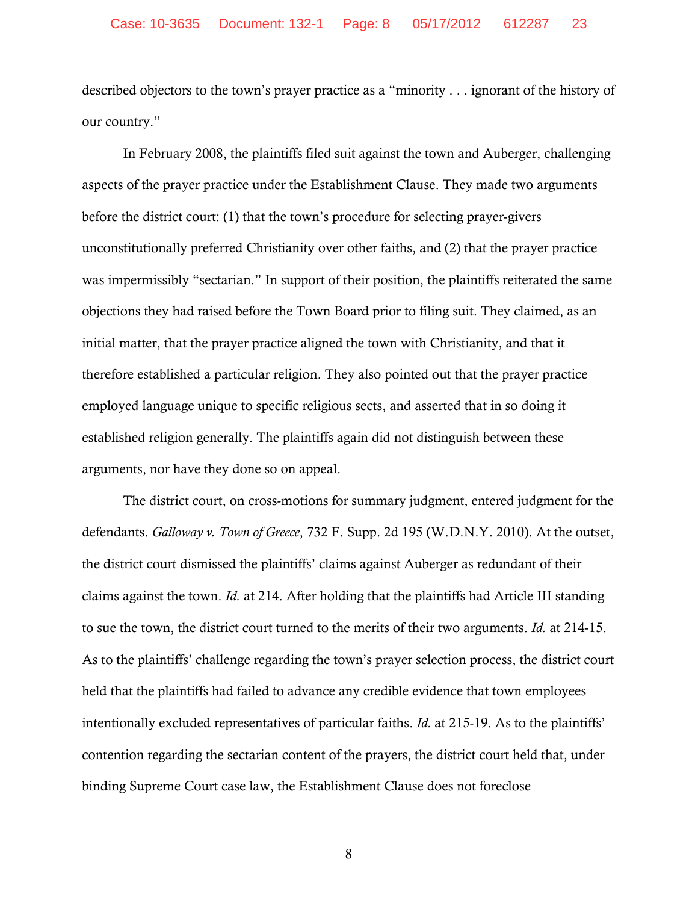described objectors to the town's prayer practice as a "minority . . . ignorant of the history of our country."

In February 2008, the plaintiffs filed suit against the town and Auberger, challenging aspects of the prayer practice under the Establishment Clause. They made two arguments before the district court: (1) that the town's procedure for selecting prayer-givers unconstitutionally preferred Christianity over other faiths, and (2) that the prayer practice was impermissibly "sectarian." In support of their position, the plaintiffs reiterated the same objections they had raised before the Town Board prior to filing suit. They claimed, as an initial matter, that the prayer practice aligned the town with Christianity, and that it therefore established a particular religion. They also pointed out that the prayer practice employed language unique to specific religious sects, and asserted that in so doing it established religion generally. The plaintiffs again did not distinguish between these arguments, nor have they done so on appeal.

The district court, on cross-motions for summary judgment, entered judgment for the defendants. *Galloway v. Town of Greece*, 732 F. Supp. 2d 195 (W.D.N.Y. 2010). At the outset, the district court dismissed the plaintiffs' claims against Auberger as redundant of their claims against the town. *Id.* at 214. After holding that the plaintiffs had Article III standing to sue the town, the district court turned to the merits of their two arguments. *Id.* at 214-15. As to the plaintiffs' challenge regarding the town's prayer selection process, the district court held that the plaintiffs had failed to advance any credible evidence that town employees intentionally excluded representatives of particular faiths. *Id.* at 215-19. As to the plaintiffs' contention regarding the sectarian content of the prayers, the district court held that, under binding Supreme Court case law, the Establishment Clause does not foreclose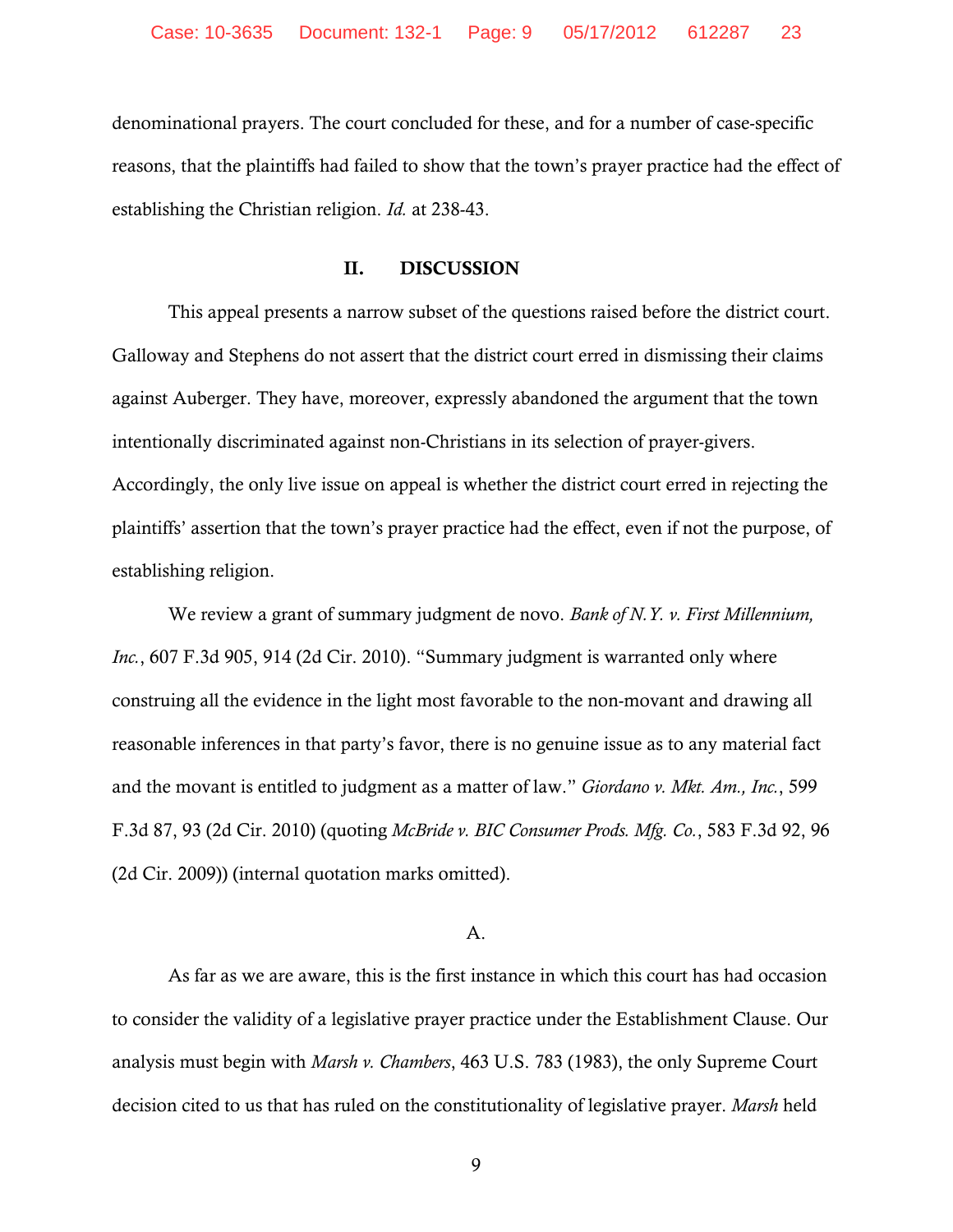denominational prayers. The court concluded for these, and for a number of case-specific reasons, that the plaintiffs had failed to show that the town's prayer practice had the effect of establishing the Christian religion. *Id.* at 238-43.

## II. DISCUSSION

This appeal presents a narrow subset of the questions raised before the district court. Galloway and Stephens do not assert that the district court erred in dismissing their claims against Auberger. They have, moreover, expressly abandoned the argument that the town intentionally discriminated against non-Christians in its selection of prayer-givers. Accordingly, the only live issue on appeal is whether the district court erred in rejecting the plaintiffs' assertion that the town's prayer practice had the effect, even if not the purpose, of establishing religion.

We review a grant of summary judgment de novo. *Bank of N.Y. v. First Millennium, Inc.*, 607 F.3d 905, 914 (2d Cir. 2010). "Summary judgment is warranted only where construing all the evidence in the light most favorable to the non-movant and drawing all reasonable inferences in that party's favor, there is no genuine issue as to any material fact and the movant is entitled to judgment as a matter of law." *Giordano v. Mkt. Am., Inc.*, 599 F.3d 87, 93 (2d Cir. 2010) (quoting *McBride v. BIC Consumer Prods. Mfg. Co.*, 583 F.3d 92, 96 (2d Cir. 2009)) (internal quotation marks omitted).

### A.

As far as we are aware, this is the first instance in which this court has had occasion to consider the validity of a legislative prayer practice under the Establishment Clause. Our analysis must begin with *Marsh v. Chambers*, 463 U.S. 783 (1983), the only Supreme Court decision cited to us that has ruled on the constitutionality of legislative prayer. *Marsh* held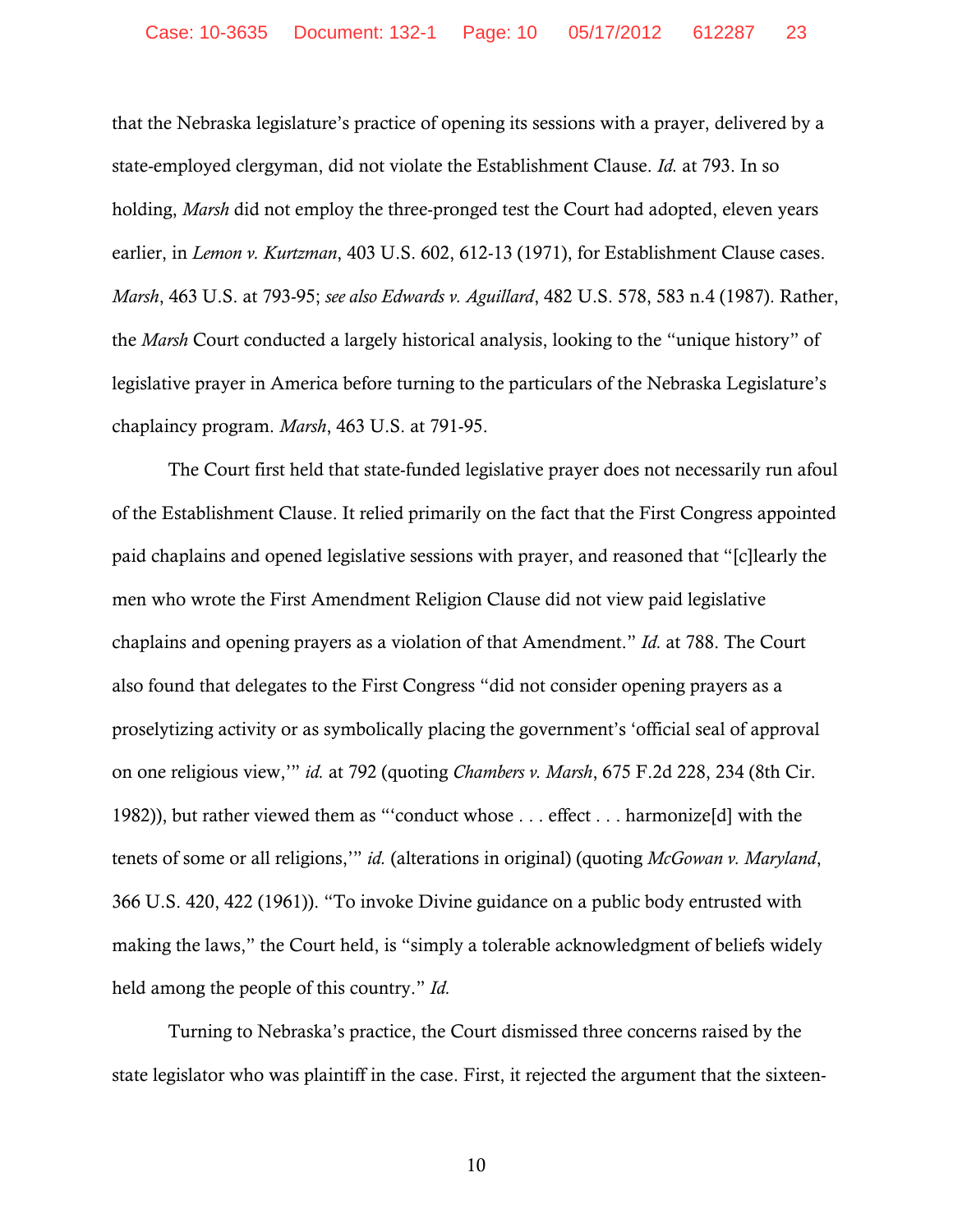that the Nebraska legislature's practice of opening its sessions with a prayer, delivered by a state-employed clergyman, did not violate the Establishment Clause. *Id.* at 793. In so holding, *Marsh* did not employ the three-pronged test the Court had adopted, eleven years earlier, in *Lemon v. Kurtzman*, 403 U.S. 602, 612-13 (1971), for Establishment Clause cases. *Marsh*, 463 U.S. at 793-95; *see also Edwards v. Aguillard*, 482 U.S. 578, 583 n.4 (1987). Rather, the *Marsh* Court conducted a largely historical analysis, looking to the "unique history" of legislative prayer in America before turning to the particulars of the Nebraska Legislature's chaplaincy program. *Marsh*, 463 U.S. at 791-95.

The Court first held that state-funded legislative prayer does not necessarily run afoul of the Establishment Clause. It relied primarily on the fact that the First Congress appointed paid chaplains and opened legislative sessions with prayer, and reasoned that "[c]learly the men who wrote the First Amendment Religion Clause did not view paid legislative chaplains and opening prayers as a violation of that Amendment." *Id.* at 788. The Court also found that delegates to the First Congress "did not consider opening prayers as a proselytizing activity or as symbolically placing the government's 'official seal of approval on one religious view,'" *id.* at 792 (quoting *Chambers v. Marsh*, 675 F.2d 228, 234 (8th Cir. 1982)), but rather viewed them as "'conduct whose . . . effect . . . harmonize[d] with the tenets of some or all religions,'" *id.* (alterations in original) (quoting *McGowan v. Maryland*, 366 U.S. 420, 422 (1961)). "To invoke Divine guidance on a public body entrusted with making the laws," the Court held, is "simply a tolerable acknowledgment of beliefs widely held among the people of this country." *Id.*

Turning to Nebraska's practice, the Court dismissed three concerns raised by the state legislator who was plaintiff in the case. First, it rejected the argument that the sixteen-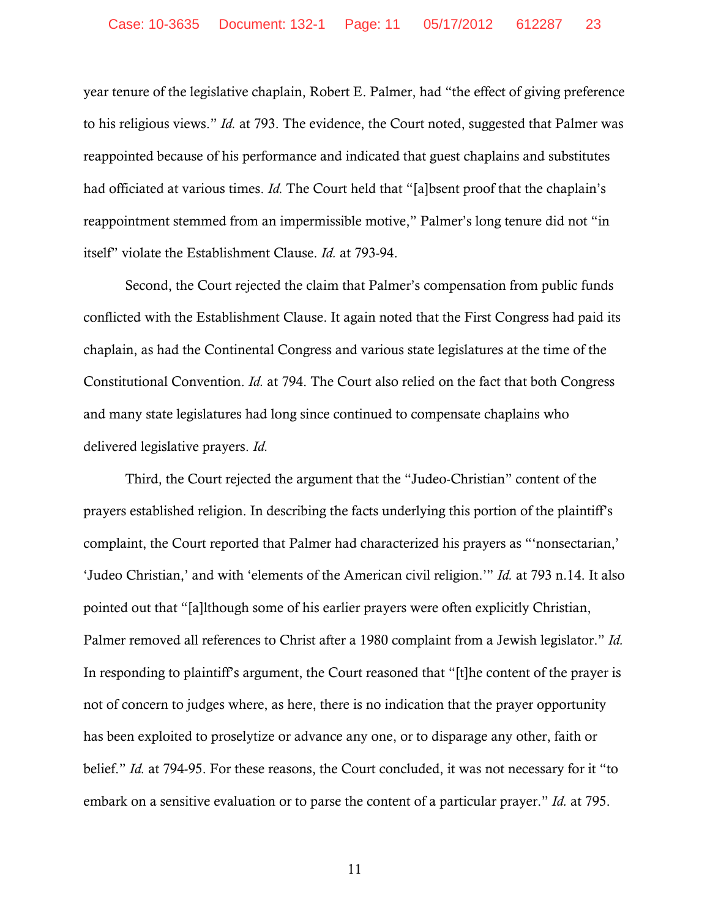year tenure of the legislative chaplain, Robert E. Palmer, had "the effect of giving preference to his religious views." *Id.* at 793. The evidence, the Court noted, suggested that Palmer was reappointed because of his performance and indicated that guest chaplains and substitutes had officiated at various times. *Id.* The Court held that "[a]bsent proof that the chaplain's reappointment stemmed from an impermissible motive," Palmer's long tenure did not "in itself" violate the Establishment Clause. *Id.* at 793-94.

Second, the Court rejected the claim that Palmer's compensation from public funds conflicted with the Establishment Clause. It again noted that the First Congress had paid its chaplain, as had the Continental Congress and various state legislatures at the time of the Constitutional Convention. *Id.* at 794. The Court also relied on the fact that both Congress and many state legislatures had long since continued to compensate chaplains who delivered legislative prayers. *Id.*

Third, the Court rejected the argument that the "Judeo-Christian" content of the prayers established religion. In describing the facts underlying this portion of the plaintiff's complaint, the Court reported that Palmer had characterized his prayers as "'nonsectarian,' 'Judeo Christian,' and with 'elements of the American civil religion.'" *Id.* at 793 n.14. It also pointed out that "[a]lthough some of his earlier prayers were often explicitly Christian, Palmer removed all references to Christ after a 1980 complaint from a Jewish legislator." *Id.* In responding to plaintiff's argument, the Court reasoned that "[t]he content of the prayer is not of concern to judges where, as here, there is no indication that the prayer opportunity has been exploited to proselytize or advance any one, or to disparage any other, faith or belief." *Id.* at 794-95. For these reasons, the Court concluded, it was not necessary for it "to embark on a sensitive evaluation or to parse the content of a particular prayer." *Id.* at 795.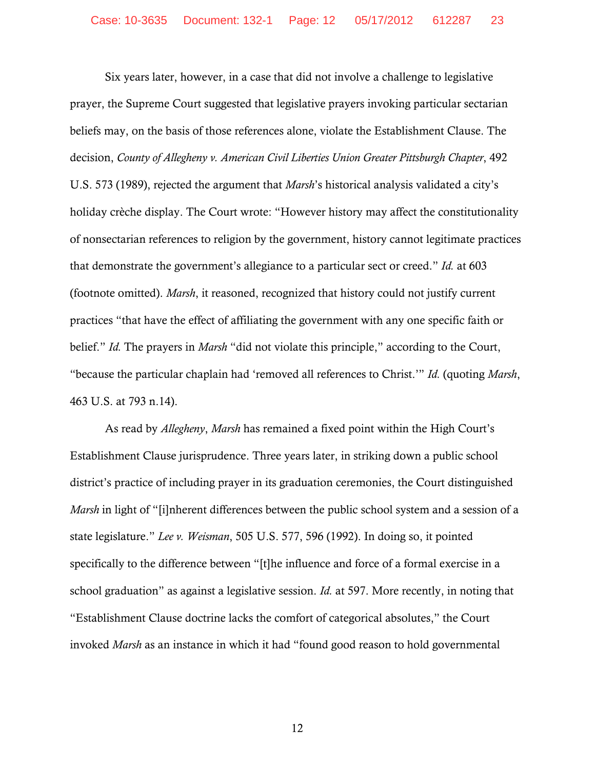Six years later, however, in a case that did not involve a challenge to legislative prayer, the Supreme Court suggested that legislative prayers invoking particular sectarian beliefs may, on the basis of those references alone, violate the Establishment Clause. The decision, *County of Allegheny v. American Civil Liberties Union Greater Pittsburgh Chapter*, 492 U.S. 573 (1989), rejected the argument that *Marsh*'s historical analysis validated a city's holiday crèche display. The Court wrote: "However history may affect the constitutionality of nonsectarian references to religion by the government, history cannot legitimate practices that demonstrate the government's allegiance to a particular sect or creed." *Id.* at 603 (footnote omitted). *Marsh*, it reasoned, recognized that history could not justify current practices "that have the effect of affiliating the government with any one specific faith or belief." *Id.* The prayers in *Marsh* "did not violate this principle," according to the Court, "because the particular chaplain had 'removed all references to Christ.'" *Id.* (quoting *Marsh*, 463 U.S. at 793 n.14).

As read by *Allegheny*, *Marsh* has remained a fixed point within the High Court's Establishment Clause jurisprudence. Three years later, in striking down a public school district's practice of including prayer in its graduation ceremonies, the Court distinguished *Marsh* in light of "[i]nherent differences between the public school system and a session of a state legislature." *Lee v. Weisman*, 505 U.S. 577, 596 (1992). In doing so, it pointed specifically to the difference between "[t]he influence and force of a formal exercise in a school graduation" as against a legislative session. *Id.* at 597. More recently, in noting that "Establishment Clause doctrine lacks the comfort of categorical absolutes," the Court invoked *Marsh* as an instance in which it had "found good reason to hold governmental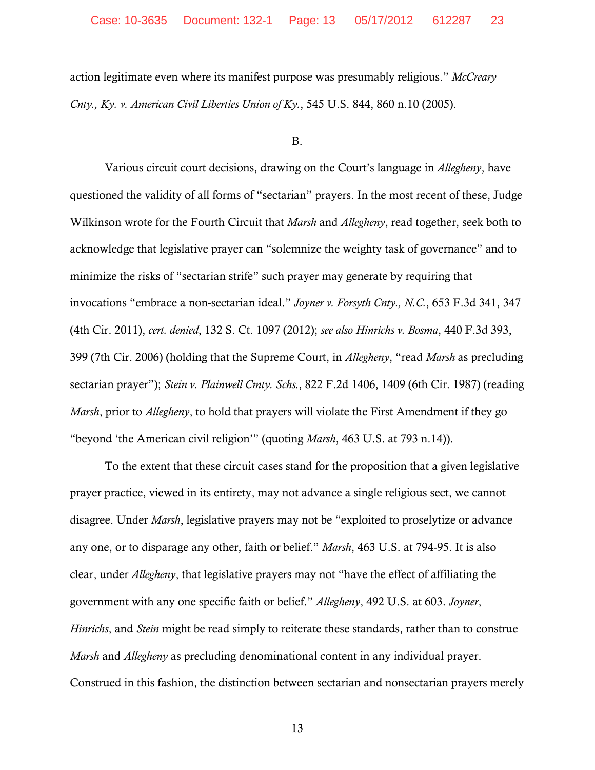action legitimate even where its manifest purpose was presumably religious." *McCreary Cnty., Ky. v. American Civil Liberties Union of Ky.*, 545 U.S. 844, 860 n.10 (2005).

B.

Various circuit court decisions, drawing on the Court's language in *Allegheny*, have questioned the validity of all forms of "sectarian" prayers. In the most recent of these, Judge Wilkinson wrote for the Fourth Circuit that *Marsh* and *Allegheny*, read together, seek both to acknowledge that legislative prayer can "solemnize the weighty task of governance" and to minimize the risks of "sectarian strife" such prayer may generate by requiring that invocations "embrace a non-sectarian ideal." *Joyner v. Forsyth Cnty., N.C.*, 653 F.3d 341, 347 (4th Cir. 2011), *cert. denied*, 132 S. Ct. 1097 (2012); *see also Hinrichs v. Bosma*, 440 F.3d 393, 399 (7th Cir. 2006) (holding that the Supreme Court, in *Allegheny*, "read *Marsh* as precluding sectarian prayer"); *Stein v. Plainwell Cmty. Schs.*, 822 F.2d 1406, 1409 (6th Cir. 1987) (reading *Marsh*, prior to *Allegheny*, to hold that prayers will violate the First Amendment if they go "beyond 'the American civil religion'" (quoting *Marsh*, 463 U.S. at 793 n.14)).

To the extent that these circuit cases stand for the proposition that a given legislative prayer practice, viewed in its entirety, may not advance a single religious sect, we cannot disagree. Under *Marsh*, legislative prayers may not be "exploited to proselytize or advance any one, or to disparage any other, faith or belief." *Marsh*, 463 U.S. at 794-95. It is also clear, under *Allegheny*, that legislative prayers may not "have the effect of affiliating the government with any one specific faith or belief." *Allegheny*, 492 U.S. at 603. *Joyner*, *Hinrichs*, and *Stein* might be read simply to reiterate these standards, rather than to construe *Marsh* and *Allegheny* as precluding denominational content in any individual prayer. Construed in this fashion, the distinction between sectarian and nonsectarian prayers merely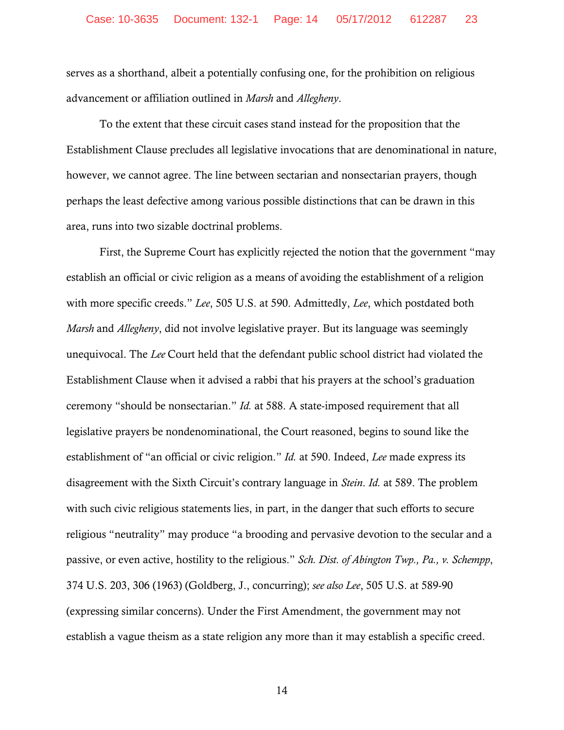serves as a shorthand, albeit a potentially confusing one, for the prohibition on religious advancement or affiliation outlined in *Marsh* and *Allegheny*.

To the extent that these circuit cases stand instead for the proposition that the Establishment Clause precludes all legislative invocations that are denominational in nature, however, we cannot agree. The line between sectarian and nonsectarian prayers, though perhaps the least defective among various possible distinctions that can be drawn in this area, runs into two sizable doctrinal problems.

First, the Supreme Court has explicitly rejected the notion that the government "may establish an official or civic religion as a means of avoiding the establishment of a religion with more specific creeds." *Lee*, 505 U.S. at 590. Admittedly, *Lee*, which postdated both *Marsh* and *Allegheny*, did not involve legislative prayer. But its language was seemingly unequivocal. The *Lee* Court held that the defendant public school district had violated the Establishment Clause when it advised a rabbi that his prayers at the school's graduation ceremony "should be nonsectarian." *Id.* at 588. A state-imposed requirement that all legislative prayers be nondenominational, the Court reasoned, begins to sound like the establishment of "an official or civic religion." *Id.* at 590. Indeed, *Lee* made express its disagreement with the Sixth Circuit's contrary language in *Stein*. *Id.* at 589. The problem with such civic religious statements lies, in part, in the danger that such efforts to secure religious "neutrality" may produce "a brooding and pervasive devotion to the secular and a passive, or even active, hostility to the religious." *Sch. Dist. of Abington Twp., Pa., v. Schempp*, 374 U.S. 203, 306 (1963) (Goldberg, J., concurring); *see also Lee*, 505 U.S. at 589-90 (expressing similar concerns). Under the First Amendment, the government may not establish a vague theism as a state religion any more than it may establish a specific creed.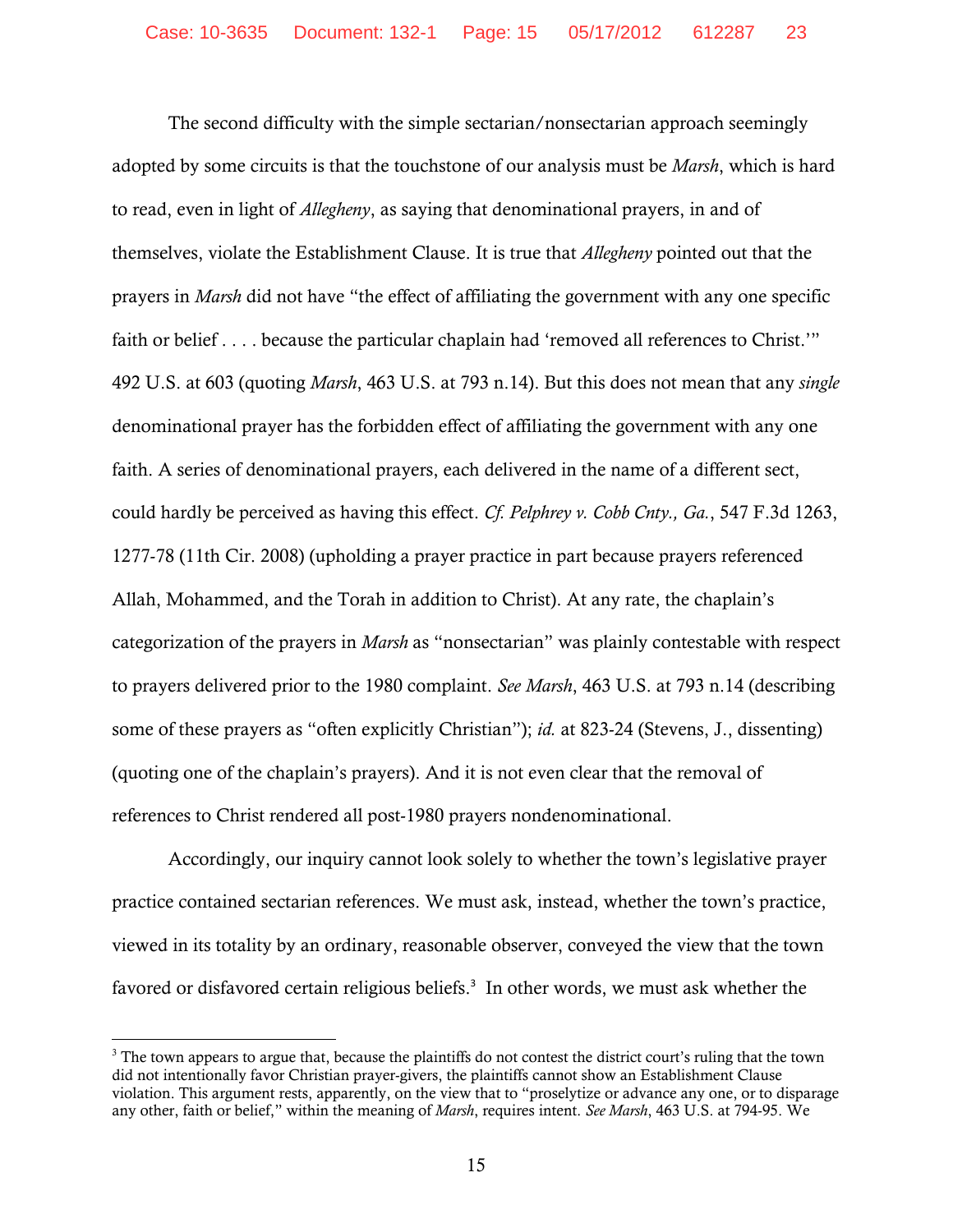The second difficulty with the simple sectarian/nonsectarian approach seemingly adopted by some circuits is that the touchstone of our analysis must be *Marsh*, which is hard to read, even in light of *Allegheny*, as saying that denominational prayers, in and of themselves, violate the Establishment Clause. It is true that *Allegheny* pointed out that the prayers in *Marsh* did not have "the effect of affiliating the government with any one specific faith or belief . . . . because the particular chaplain had 'removed all references to Christ.'" 492 U.S. at 603 (quoting *Marsh*, 463 U.S. at 793 n.14). But this does not mean that any *single* denominational prayer has the forbidden effect of affiliating the government with any one faith. A series of denominational prayers, each delivered in the name of a different sect, could hardly be perceived as having this effect. *Cf. Pelphrey v. Cobb Cnty., Ga.*, 547 F.3d 1263, 1277-78 (11th Cir. 2008) (upholding a prayer practice in part because prayers referenced Allah, Mohammed, and the Torah in addition to Christ). At any rate, the chaplain's categorization of the prayers in *Marsh* as "nonsectarian" was plainly contestable with respect to prayers delivered prior to the 1980 complaint. *See Marsh*, 463 U.S. at 793 n.14 (describing some of these prayers as "often explicitly Christian"); *id.* at 823-24 (Stevens, J., dissenting) (quoting one of the chaplain's prayers). And it is not even clear that the removal of references to Christ rendered all post-1980 prayers nondenominational.

Accordingly, our inquiry cannot look solely to whether the town's legislative prayer practice contained sectarian references. We must ask, instead, whether the town's practice, viewed in its totality by an ordinary, reasonable observer, conveyed the view that the town favored or disfavored certain religious beliefs.[3] In other words, we must ask whether the

[3] The town appears to argue that, because the plaintiffs do not contest the district court's ruling that the town did not intentionally favor Christian prayer-givers, the plaintiffs cannot show an Establishment Clause violation. This argument rests, apparently, on the view that to "proselytize or advance any one, or to disparage any other, faith or belief," within the meaning of *Marsh*, requires intent. *See Marsh*, 463 U.S. at 794-95. We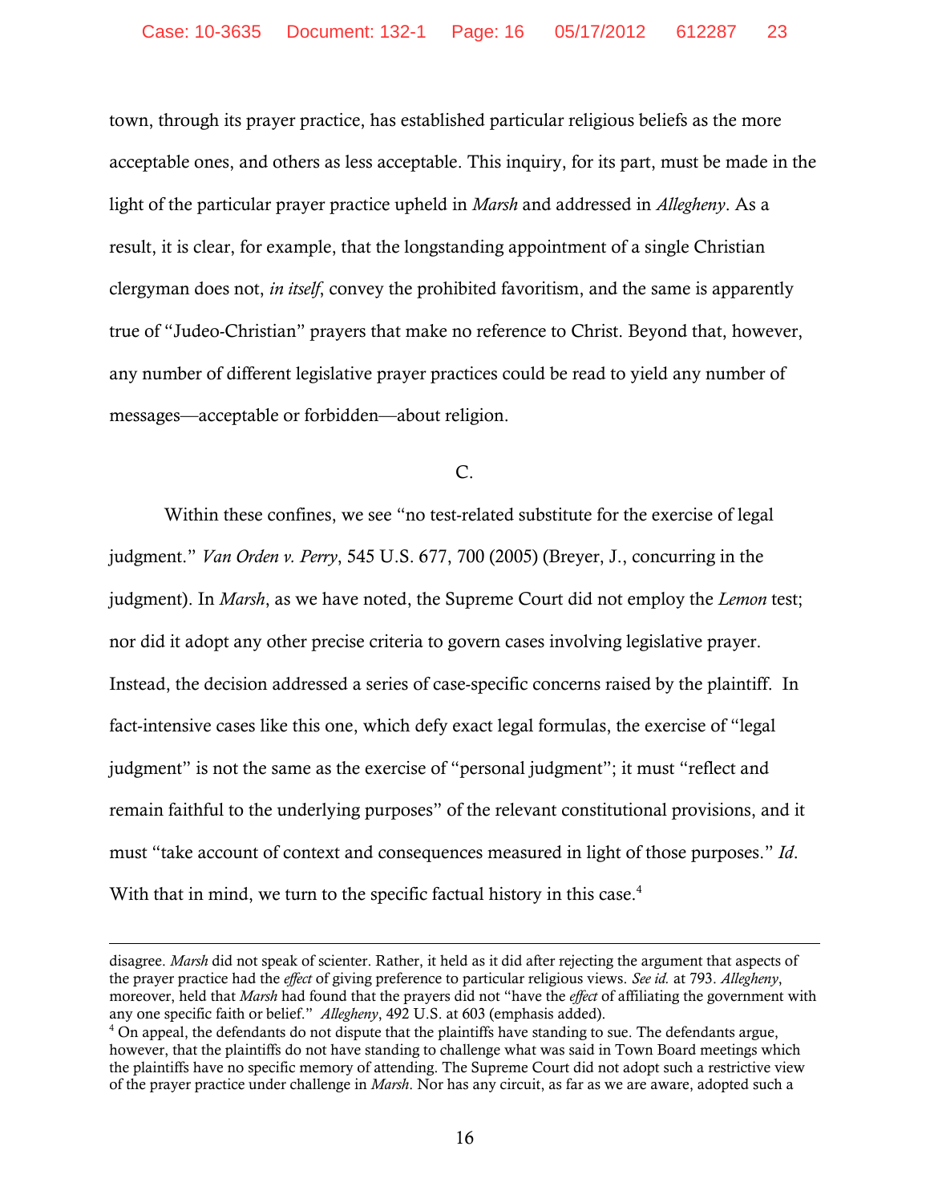town, through its prayer practice, has established particular religious beliefs as the more acceptable ones, and others as less acceptable. This inquiry, for its part, must be made in the light of the particular prayer practice upheld in *Marsh* and addressed in *Allegheny*. As a result, it is clear, for example, that the longstanding appointment of a single Christian clergyman does not, *in itself*, convey the prohibited favoritism, and the same is apparently true of "Judeo-Christian" prayers that make no reference to Christ. Beyond that, however, any number of different legislative prayer practices could be read to yield any number of messages—acceptable or forbidden—about religion.

C.

Within these confines, we see "no test-related substitute for the exercise of legal judgment." *Van Orden v. Perry*, 545 U.S. 677, 700 (2005) (Breyer, J., concurring in the judgment). In *Marsh*, as we have noted, the Supreme Court did not employ the *Lemon* test; nor did it adopt any other precise criteria to govern cases involving legislative prayer. Instead, the decision addressed a series of case-specific concerns raised by the plaintiff. In fact-intensive cases like this one, which defy exact legal formulas, the exercise of "legal judgment" is not the same as the exercise of "personal judgment"; it must "reflect and remain faithful to the underlying purposes" of the relevant constitutional provisions, and it must "take account of context and consequences measured in light of those purposes." *Id*. With that in mind, we turn to the specific factual history in this case.[4]

---

disagree. *Marsh* did not speak of scienter. Rather, it held as it did after rejecting the argument that aspects of the prayer practice had the *effect* of giving preference to particular religious views. *See id.* at 793. *Allegheny*, moreover, held that *Marsh* had found that the prayers did not "have the *effect* of affiliating the government with any one specific faith or belief." *Allegheny*, 492 U.S. at 603 (emphasis added).

[4] On appeal, the defendants do not dispute that the plaintiffs have standing to sue. The defendants argue, however, that the plaintiffs do not have standing to challenge what was said in Town Board meetings which the plaintiffs have no specific memory of attending. The Supreme Court did not adopt such a restrictive view of the prayer practice under challenge in *Marsh*. Nor has any circuit, as far as we are aware, adopted such a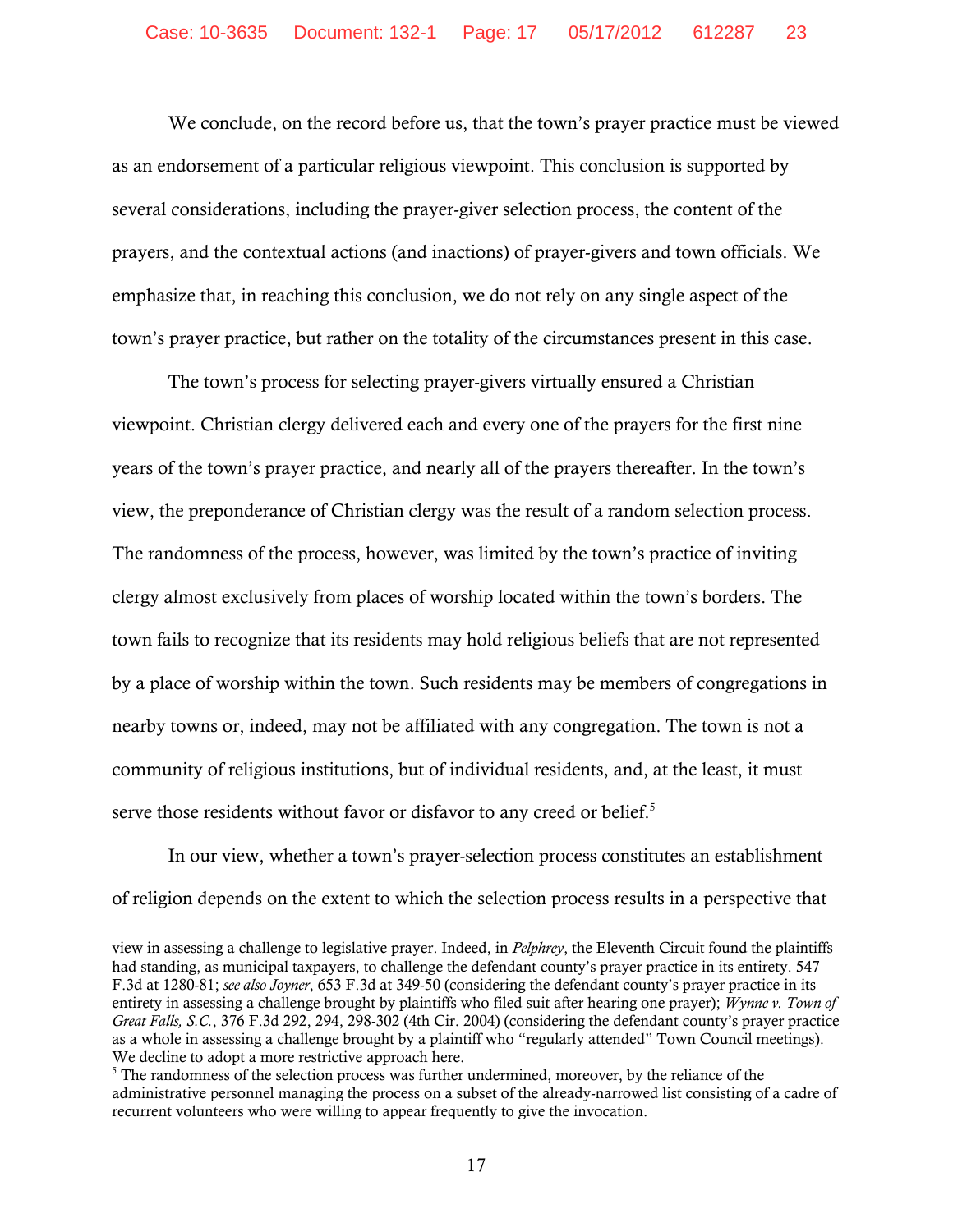We conclude, on the record before us, that the town's prayer practice must be viewed as an endorsement of a particular religious viewpoint. This conclusion is supported by several considerations, including the prayer-giver selection process, the content of the prayers, and the contextual actions (and inactions) of prayer-givers and town officials. We emphasize that, in reaching this conclusion, we do not rely on any single aspect of the town's prayer practice, but rather on the totality of the circumstances present in this case.

The town's process for selecting prayer-givers virtually ensured a Christian viewpoint. Christian clergy delivered each and every one of the prayers for the first nine years of the town's prayer practice, and nearly all of the prayers thereafter. In the town's view, the preponderance of Christian clergy was the result of a random selection process. The randomness of the process, however, was limited by the town's practice of inviting clergy almost exclusively from places of worship located within the town's borders. The town fails to recognize that its residents may hold religious beliefs that are not represented by a place of worship within the town. Such residents may be members of congregations in nearby towns or, indeed, may not be affiliated with any congregation. The town is not a community of religious institutions, but of individual residents, and, at the least, it must serve those residents without favor or disfavor to any creed or belief.[5]

In our view, whether a town's prayer-selection process constitutes an establishment of religion depends on the extent to which the selection process results in a perspective that

---

view in assessing a challenge to legislative prayer. Indeed, in *Pelphrey*, the Eleventh Circuit found the plaintiffs had standing, as municipal taxpayers, to challenge the defendant county's prayer practice in its entirety. 547 F.3d at 1280-81; *see also Joyner*, 653 F.3d at 349-50 (considering the defendant county's prayer practice in its entirety in assessing a challenge brought by plaintiffs who filed suit after hearing one prayer); *Wynne v. Town of Great Falls, S.C.*, 376 F.3d 292, 294, 298-302 (4th Cir. 2004) (considering the defendant county's prayer practice as a whole in assessing a challenge brought by a plaintiff who "regularly attended" Town Council meetings). We decline to adopt a more restrictive approach here.

[5] The randomness of the selection process was further undermined, moreover, by the reliance of the administrative personnel managing the process on a subset of the already-narrowed list consisting of a cadre of recurrent volunteers who were willing to appear frequently to give the invocation.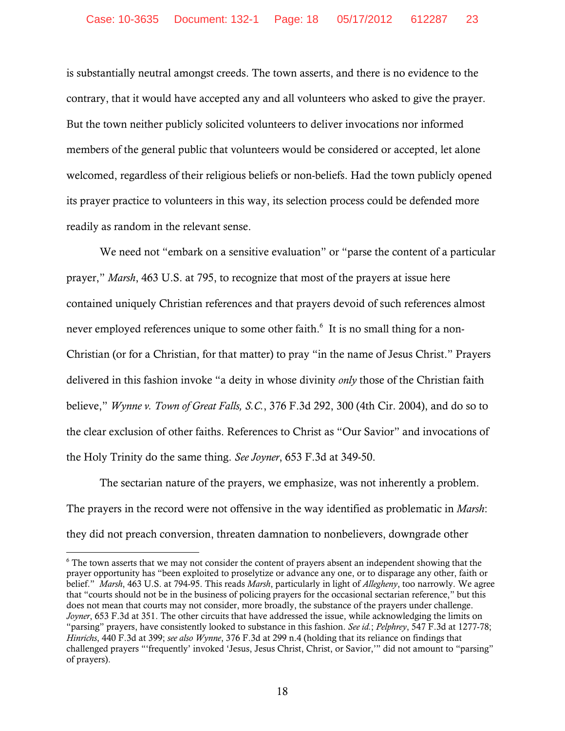is substantially neutral amongst creeds. The town asserts, and there is no evidence to the contrary, that it would have accepted any and all volunteers who asked to give the prayer. But the town neither publicly solicited volunteers to deliver invocations nor informed members of the general public that volunteers would be considered or accepted, let alone welcomed, regardless of their religious beliefs or non-beliefs. Had the town publicly opened its prayer practice to volunteers in this way, its selection process could be defended more readily as random in the relevant sense.

We need not "embark on a sensitive evaluation" or "parse the content of a particular prayer," *Marsh*, 463 U.S. at 795, to recognize that most of the prayers at issue here contained uniquely Christian references and that prayers devoid of such references almost never employed references unique to some other faith.[6] It is no small thing for a non-Christian (or for a Christian, for that matter) to pray "in the name of Jesus Christ." Prayers delivered in this fashion invoke "a deity in whose divinity *only* those of the Christian faith believe," *Wynne v. Town of Great Falls, S.C.*, 376 F.3d 292, 300 (4th Cir. 2004), and do so to the clear exclusion of other faiths. References to Christ as "Our Savior" and invocations of the Holy Trinity do the same thing. *See Joyner*, 653 F.3d at 349-50.

The sectarian nature of the prayers, we emphasize, was not inherently a problem. The prayers in the record were not offensive in the way identified as problematic in *Marsh*: they did not preach conversion, threaten damnation to nonbelievers, downgrade other

---

[6] The town asserts that we may not consider the content of prayers absent an independent showing that the prayer opportunity has "been exploited to proselytize or advance any one, or to disparage any other, faith or belief." *Marsh*, 463 U.S. at 794-95. This reads *Marsh*, particularly in light of *Allegheny*, too narrowly. We agree that "courts should not be in the business of policing prayers for the occasional sectarian reference," but this does not mean that courts may not consider, more broadly, the substance of the prayers under challenge. *Joyner*, 653 F.3d at 351. The other circuits that have addressed the issue, while acknowledging the limits on "parsing" prayers, have consistently looked to substance in this fashion. *See id.*; *Pelphrey*, 547 F.3d at 1277-78; *Hinrichs*, 440 F.3d at 399; *see also Wynne*, 376 F.3d at 299 n.4 (holding that its reliance on findings that challenged prayers "'frequently' invoked 'Jesus, Jesus Christ, Christ, or Savior,'" did not amount to "parsing" of prayers).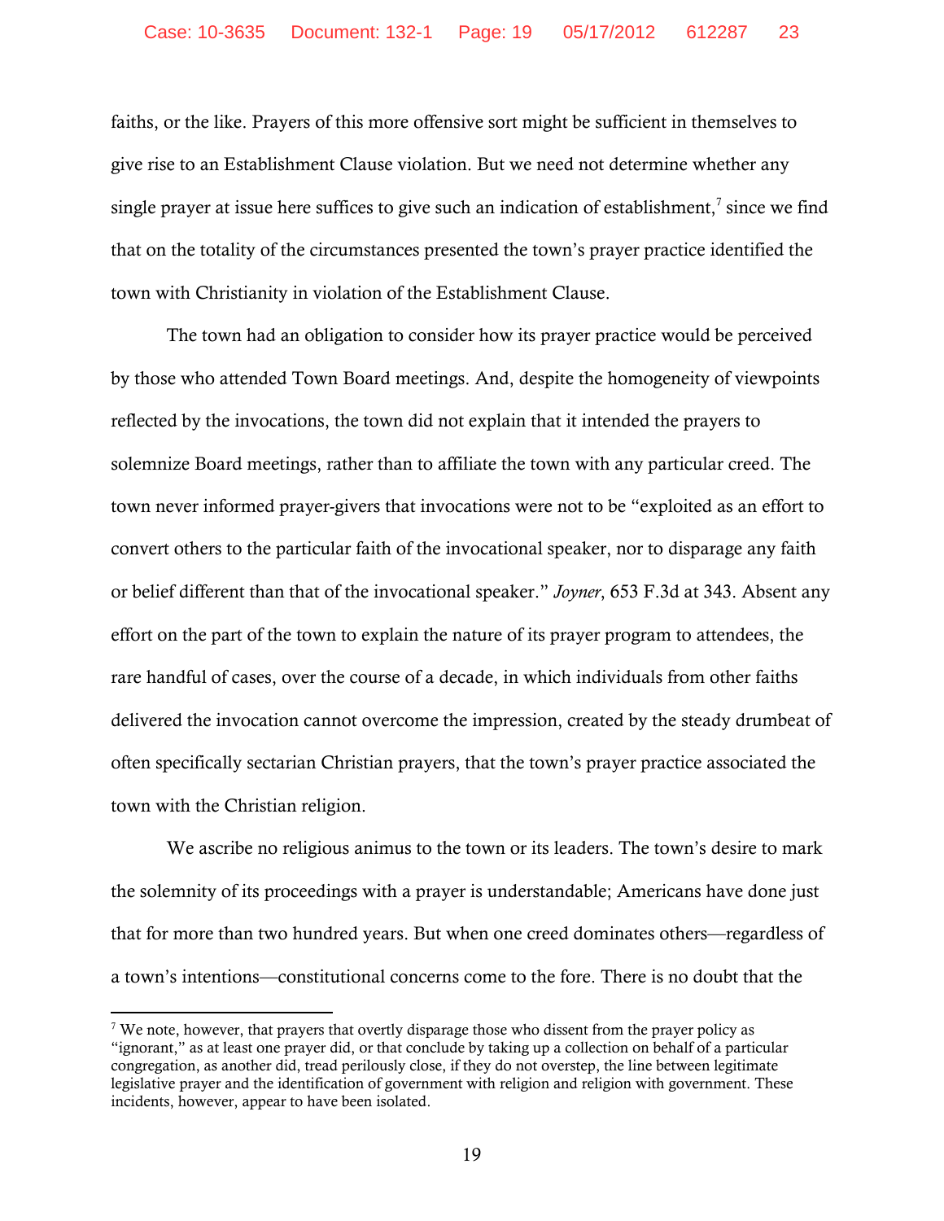faiths, or the like. Prayers of this more offensive sort might be sufficient in themselves to give rise to an Establishment Clause violation. But we need not determine whether any single prayer at issue here suffices to give such an indication of establishment,[7] since we find that on the totality of the circumstances presented the town's prayer practice identified the town with Christianity in violation of the Establishment Clause.

The town had an obligation to consider how its prayer practice would be perceived by those who attended Town Board meetings. And, despite the homogeneity of viewpoints reflected by the invocations, the town did not explain that it intended the prayers to solemnize Board meetings, rather than to affiliate the town with any particular creed. The town never informed prayer-givers that invocations were not to be "exploited as an effort to convert others to the particular faith of the invocational speaker, nor to disparage any faith or belief different than that of the invocational speaker." *Joyner*, 653 F.3d at 343. Absent any effort on the part of the town to explain the nature of its prayer program to attendees, the rare handful of cases, over the course of a decade, in which individuals from other faiths delivered the invocation cannot overcome the impression, created by the steady drumbeat of often specifically sectarian Christian prayers, that the town's prayer practice associated the town with the Christian religion.

We ascribe no religious animus to the town or its leaders. The town's desire to mark the solemnity of its proceedings with a prayer is understandable; Americans have done just that for more than two hundred years. But when one creed dominates others—regardless of a town's intentions—constitutional concerns come to the fore. There is no doubt that the

---

[7] We note, however, that prayers that overtly disparage those who dissent from the prayer policy as "ignorant," as at least one prayer did, or that conclude by taking up a collection on behalf of a particular congregation, as another did, tread perilously close, if they do not overstep, the line between legitimate legislative prayer and the identification of government with religion and religion with government. These incidents, however, appear to have been isolated.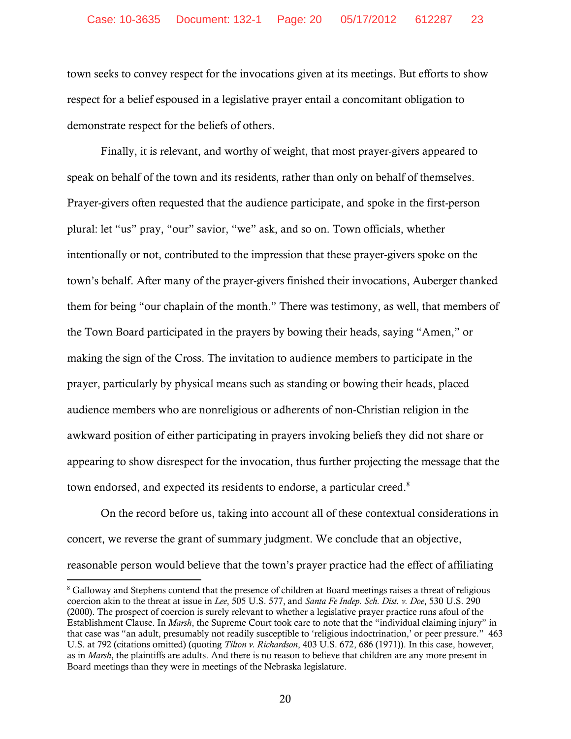town seeks to convey respect for the invocations given at its meetings. But efforts to show respect for a belief espoused in a legislative prayer entail a concomitant obligation to demonstrate respect for the beliefs of others.

Finally, it is relevant, and worthy of weight, that most prayer-givers appeared to speak on behalf of the town and its residents, rather than only on behalf of themselves. Prayer-givers often requested that the audience participate, and spoke in the first-person plural: let "us" pray, "our" savior, "we" ask, and so on. Town officials, whether intentionally or not, contributed to the impression that these prayer-givers spoke on the town's behalf. After many of the prayer-givers finished their invocations, Auberger thanked them for being "our chaplain of the month." There was testimony, as well, that members of the Town Board participated in the prayers by bowing their heads, saying "Amen," or making the sign of the Cross. The invitation to audience members to participate in the prayer, particularly by physical means such as standing or bowing their heads, placed audience members who are nonreligious or adherents of non-Christian religion in the awkward position of either participating in prayers invoking beliefs they did not share or appearing to show disrespect for the invocation, thus further projecting the message that the town endorsed, and expected its residents to endorse, a particular creed.[8]

On the record before us, taking into account all of these contextual considerations in concert, we reverse the grant of summary judgment. We conclude that an objective, reasonable person would believe that the town's prayer practice had the effect of affiliating

[8] Galloway and Stephens contend that the presence of children at Board meetings raises a threat of religious coercion akin to the threat at issue in *Lee*, 505 U.S. 577, and *Santa Fe Indep. Sch. Dist. v. Doe*, 530 U.S. 290 (2000). The prospect of coercion is surely relevant to whether a legislative prayer practice runs afoul of the Establishment Clause. In *Marsh*, the Supreme Court took care to note that the "individual claiming injury" in that case was "an adult, presumably not readily susceptible to 'religious indoctrination,' or peer pressure." 463 U.S. at 792 (citations omitted) (quoting *Tilton v. Richardson*, 403 U.S. 672, 686 (1971)). In this case, however, as in *Marsh*, the plaintiffs are adults. And there is no reason to believe that children are any more present in Board meetings than they were in meetings of the Nebraska legislature.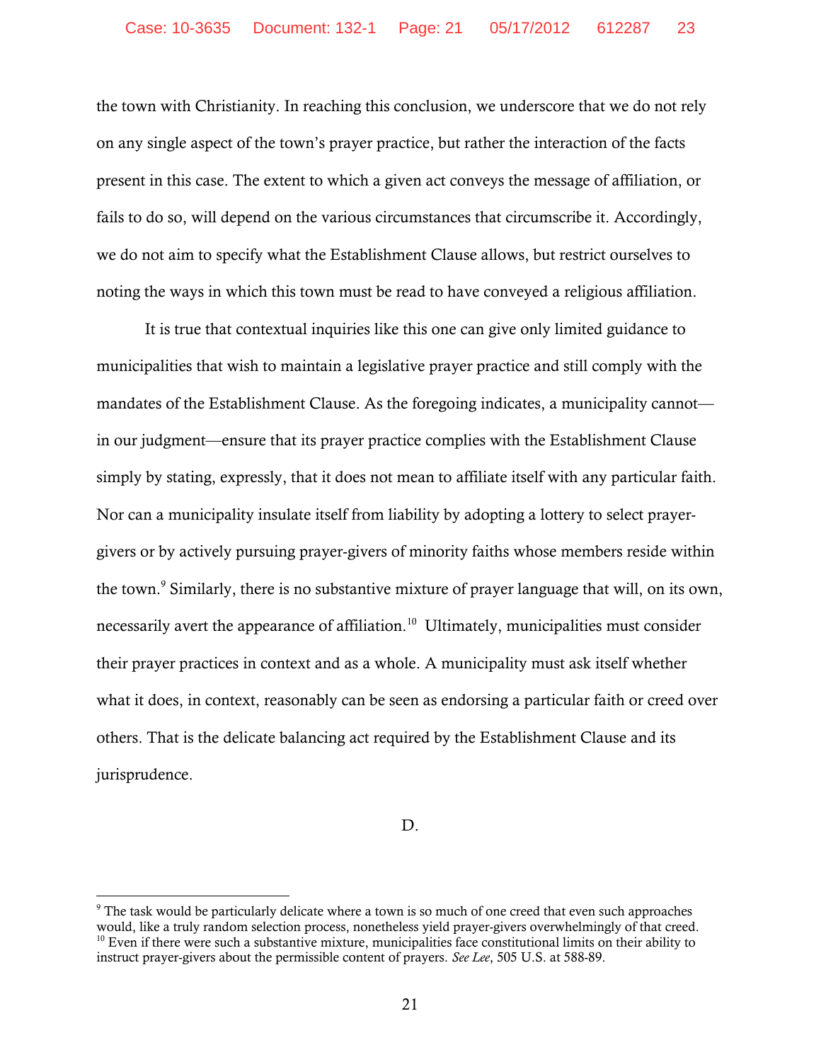the town with Christianity. In reaching this conclusion, we underscore that we do not rely on any single aspect of the town's prayer practice, but rather the interaction of the facts present in this case. The extent to which a given act conveys the message of affiliation, or fails to do so, will depend on the various circumstances that circumscribe it. Accordingly, we do not aim to specify what the Establishment Clause allows, but restrict ourselves to noting the ways in which this town must be read to have conveyed a religious affiliation.

It is true that contextual inquiries like this one can give only limited guidance to municipalities that wish to maintain a legislative prayer practice and still comply with the mandates of the Establishment Clause. As the foregoing indicates, a municipality cannot—in our judgment—ensure that its prayer practice complies with the Establishment Clause simply by stating, expressly, that it does not mean to affiliate itself with any particular faith. Nor can a municipality insulate itself from liability by adopting a lottery to select prayer-givers or by actively pursuing prayer-givers of minority faiths whose members reside within the town.[9] Similarly, there is no substantive mixture of prayer language that will, on its own, necessarily avert the appearance of affiliation.[10] Ultimately, municipalities must consider their prayer practices in context and as a whole. A municipality must ask itself whether what it does, in context, reasonably can be seen as endorsing a particular faith or creed over others. That is the delicate balancing act required by the Establishment Clause and its jurisprudence.

D.

---

[9] The task would be particularly delicate where a town is so much of one creed that even such approaches would, like a truly random selection process, nonetheless yield prayer-givers overwhelmingly of that creed.

[10] Even if there were such a substantive mixture, municipalities face constitutional limits on their ability to instruct prayer-givers about the permissible content of prayers. *See Lee*, 505 U.S. at 588-89.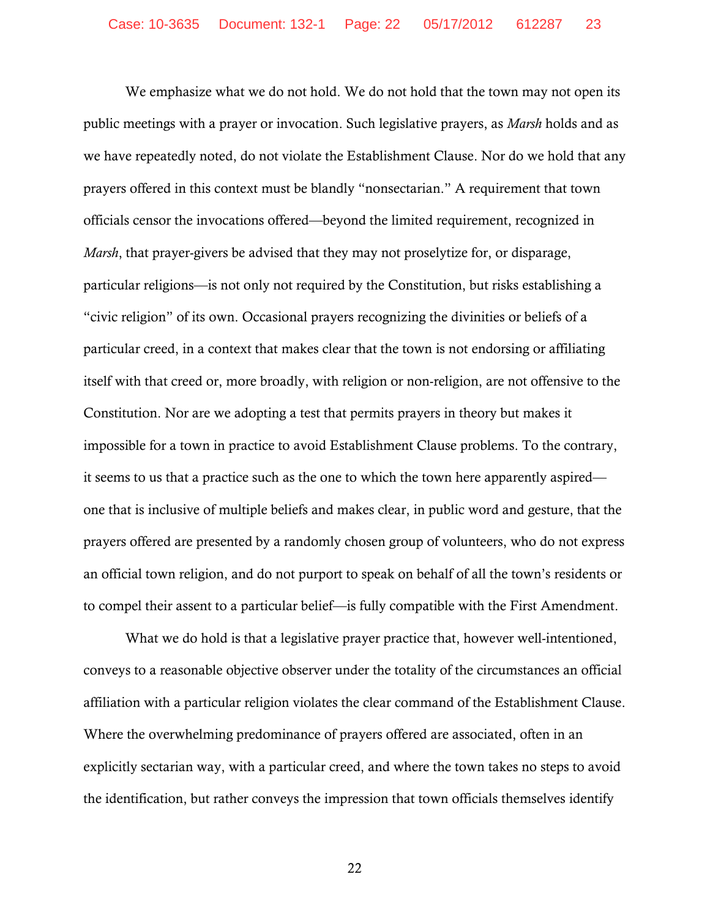We emphasize what we do not hold. We do not hold that the town may not open its public meetings with a prayer or invocation. Such legislative prayers, as *Marsh* holds and as we have repeatedly noted, do not violate the Establishment Clause. Nor do we hold that any prayers offered in this context must be blandly "nonsectarian." A requirement that town officials censor the invocations offered—beyond the limited requirement, recognized in *Marsh*, that prayer-givers be advised that they may not proselytize for, or disparage, particular religions—is not only not required by the Constitution, but risks establishing a "civic religion" of its own. Occasional prayers recognizing the divinities or beliefs of a particular creed, in a context that makes clear that the town is not endorsing or affiliating itself with that creed or, more broadly, with religion or non-religion, are not offensive to the Constitution. Nor are we adopting a test that permits prayers in theory but makes it impossible for a town in practice to avoid Establishment Clause problems. To the contrary, it seems to us that a practice such as the one to which the town here apparently aspired—one that is inclusive of multiple beliefs and makes clear, in public word and gesture, that the prayers offered are presented by a randomly chosen group of volunteers, who do not express an official town religion, and do not purport to speak on behalf of all the town's residents or to compel their assent to a particular belief—is fully compatible with the First Amendment.

What we do hold is that a legislative prayer practice that, however well-intentioned, conveys to a reasonable objective observer under the totality of the circumstances an official affiliation with a particular religion violates the clear command of the Establishment Clause. Where the overwhelming predominance of prayers offered are associated, often in an explicitly sectarian way, with a particular creed, and where the town takes no steps to avoid the identification, but rather conveys the impression that town officials themselves identify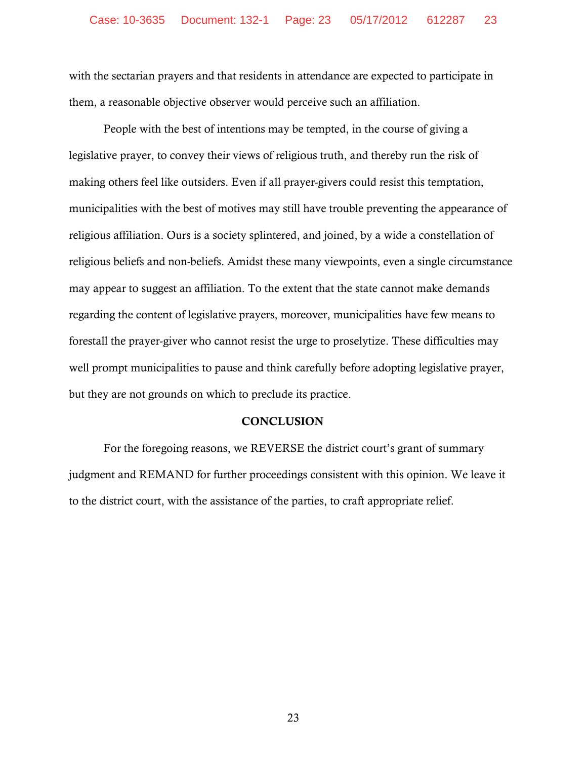with the sectarian prayers and that residents in attendance are expected to participate in them, a reasonable objective observer would perceive such an affiliation.

People with the best of intentions may be tempted, in the course of giving a legislative prayer, to convey their views of religious truth, and thereby run the risk of making others feel like outsiders. Even if all prayer-givers could resist this temptation, municipalities with the best of motives may still have trouble preventing the appearance of religious affiliation. Ours is a society splintered, and joined, by a wide a constellation of religious beliefs and non-beliefs. Amidst these many viewpoints, even a single circumstance may appear to suggest an affiliation. To the extent that the state cannot make demands regarding the content of legislative prayers, moreover, municipalities have few means to forestall the prayer-giver who cannot resist the urge to proselytize. These difficulties may well prompt municipalities to pause and think carefully before adopting legislative prayer, but they are not grounds on which to preclude its practice.

## CONCLUSION

For the foregoing reasons, we REVERSE the district court's grant of summary judgment and REMAND for further proceedings consistent with this opinion. We leave it to the district court, with the assistance of the parties, to craft appropriate relief.